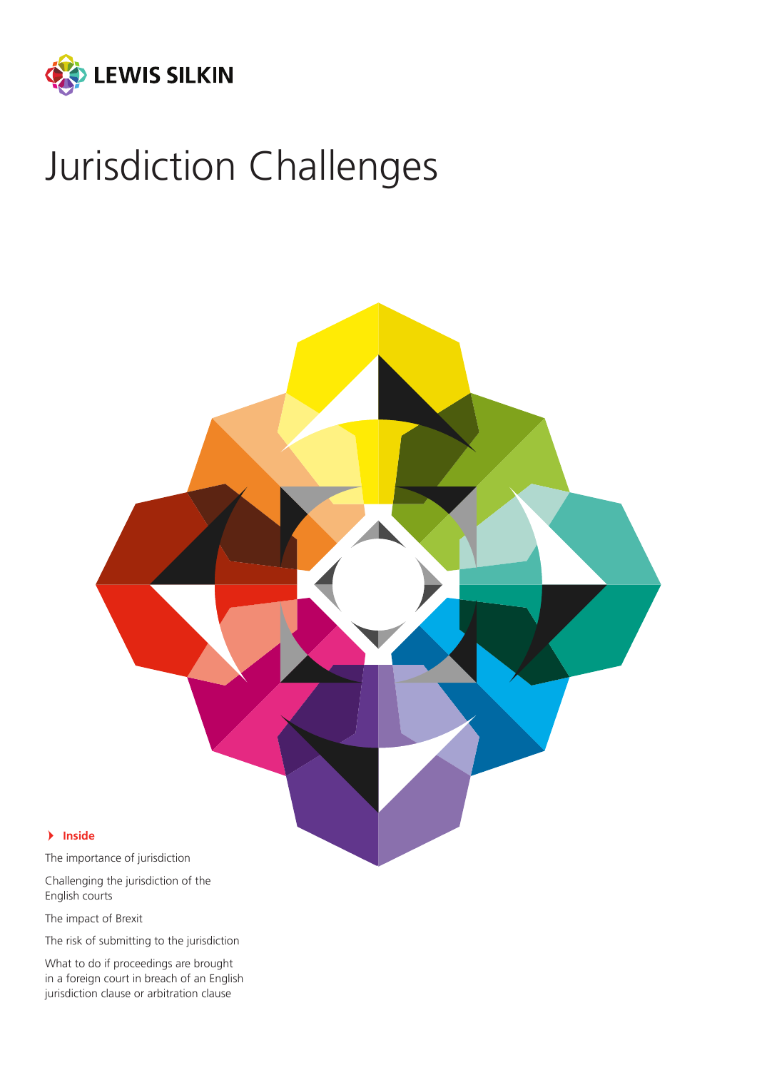LEWIS SILKIN

# Jurisdiction Challenges

**Inside**

The importance of jurisdiction

Challenging the jurisdiction of the English courts

The impact of Brexit

The risk of submitting to the jurisdiction

What to do if proceedings are brought in a foreign court in breach of an English jurisdiction clause or arbitration clause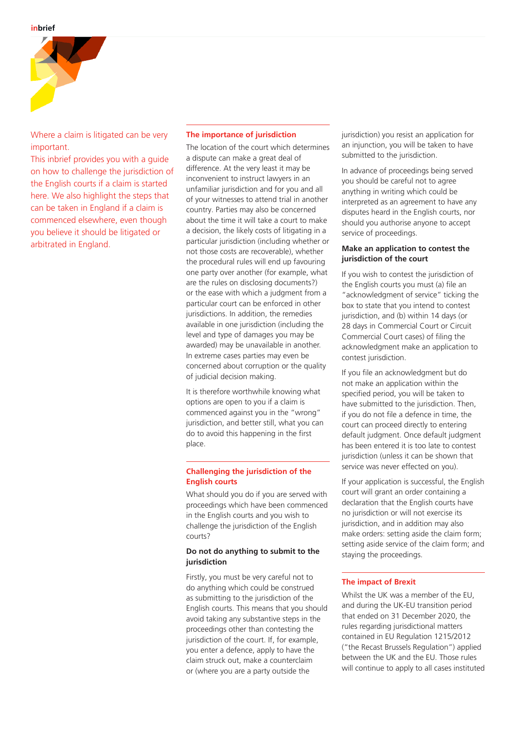Where a claim is litigated can be very important.

This inbrief provides you with a guide on how to challenge the jurisdiction of the English courts if a claim is started here. We also highlight the steps that can be taken in England if a claim is commenced elsewhere, even though you believe it should be litigated or arbitrated in England.

## The importance of jurisdiction

The location of the court which determines a dispute can make a great deal of difference. At the very least it may be inconvenient to instruct lawyers in an unfamiliar jurisdiction and for you and all of your witnesses to attend trial in another country. Parties may also be concerned about the time it will take a court to make a decision, the likely costs of litigating in a particular jurisdiction (including whether or not those costs are recoverable), whether the procedural rules will end up favouring one party over another (for example, what are the rules on disclosing documents?) or the ease with which a judgment from a particular court can be enforced in other jurisdictions. In addition, the remedies available in one jurisdiction (including the level and type of damages you may be awarded) may be unavailable in another. In extreme cases parties may even be concerned about corruption or the quality of judicial decision making.

It is therefore worthwhile knowing what options are open to you if a claim is commenced against you in the "wrong" jurisdiction, and better still, what you can do to avoid this happening in the first place.

## Challenging the jurisdiction of the English courts

What should you do if you are served with proceedings which have been commenced in the English courts and you wish to challenge the jurisdiction of the English courts?

### Do not do anything to submit to the jurisdiction

Firstly, you must be very careful not to do anything which could be construed as submitting to the jurisdiction of the English courts. This means that you should avoid taking any substantive steps in the proceedings other than contesting the jurisdiction of the court. If, for example, you enter a defence, apply to have the claim struck out, make a counterclaim or (where you are a party outside the jurisdiction) you resist an application for an injunction, you will be taken to have submitted to the jurisdiction.

In advance of proceedings being served you should be careful not to agree anything in writing which could be interpreted as an agreement to have any disputes heard in the English courts, nor should you authorise anyone to accept service of proceedings.

### Make an application to contest the jurisdiction of the court

If you wish to contest the jurisdiction of the English courts you must (a) file an "acknowledgment of service" ticking the box to state that you intend to contest jurisdiction, and (b) within 14 days (or 28 days in Commercial Court or Circuit Commercial Court cases) of filing the acknowledgment make an application to contest jurisdiction.

If you file an acknowledgment but do not make an application within the specified period, you will be taken to have submitted to the jurisdiction. Then, if you do not file a defence in time, the court can proceed directly to entering default judgment. Once default judgment has been entered it is too late to contest jurisdiction (unless it can be shown that service was never effected on you).

If your application is successful, the English court will grant an order containing a declaration that the English courts have no jurisdiction or will not exercise its jurisdiction, and in addition may also make orders: setting aside the claim form; setting aside service of the claim form; and staying the proceedings.

## The impact of Brexit

Whilst the UK was a member of the EU, and during the UK-EU transition period that ended on 31 December 2020, the rules regarding jurisdictional matters contained in EU Regulation 1215/2012 ("the Recast Brussels Regulation") applied between the UK and the EU. Those rules will continue to apply to all cases instituted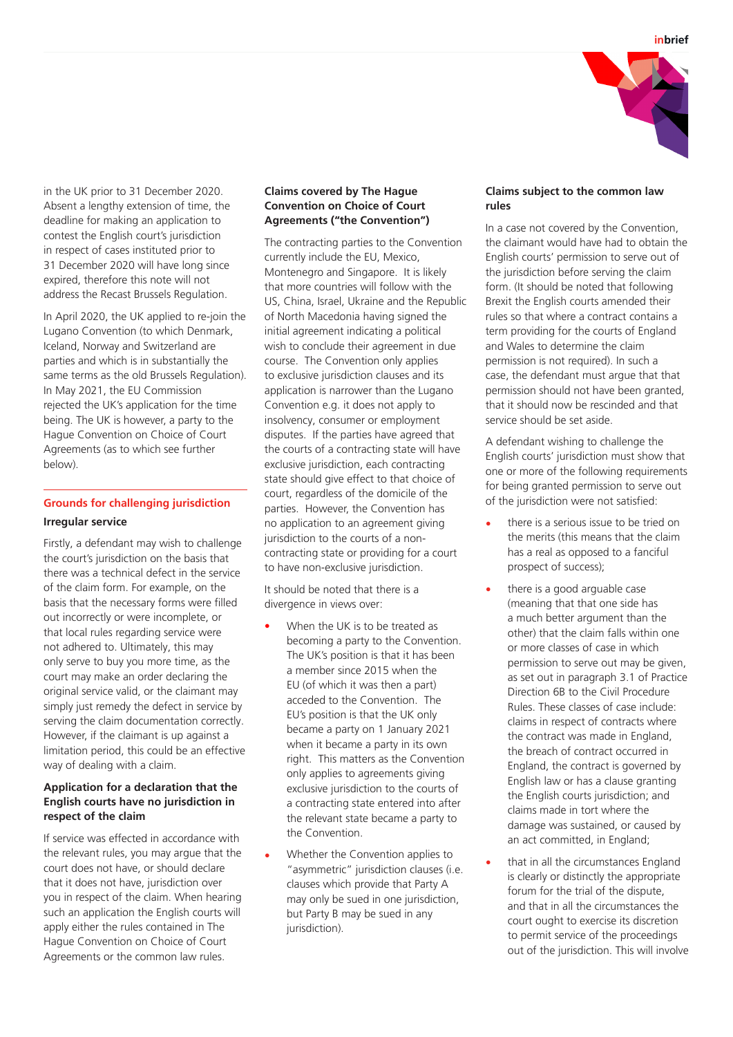in the UK prior to 31 December 2020. Absent a lengthy extension of time, the deadline for making an application to contest the English court's jurisdiction in respect of cases instituted prior to 31 December 2020 will have long since expired, therefore this note will not address the Recast Brussels Regulation.

In April 2020, the UK applied to re-join the Lugano Convention (to which Denmark, Iceland, Norway and Switzerland are parties and which is in substantially the same terms as the old Brussels Regulation). In May 2021, the EU Commission rejected the UK's application for the time being. The UK is however, a party to the Hague Convention on Choice of Court Agreements (as to which see further below).

## Grounds for challenging jurisdiction

### Irregular service

Firstly, a defendant may wish to challenge the court's jurisdiction on the basis that there was a technical defect in the service of the claim form. For example, on the basis that the necessary forms were filled out incorrectly or were incomplete, or that local rules regarding service were not adhered to. Ultimately, this may only serve to buy you more time, as the court may make an order declaring the original service valid, or the claimant may simply just remedy the defect in service by serving the claim documentation correctly. However, if the claimant is up against a limitation period, this could be an effective way of dealing with a claim.

### Application for a declaration that the English courts have no jurisdiction in respect of the claim

If service was effected in accordance with the relevant rules, you may argue that the court does not have, or should declare that it does not have, jurisdiction over you in respect of the claim. When hearing such an application the English courts will apply either the rules contained in The Hague Convention on Choice of Court Agreements or the common law rules.

### Claims covered by The Hague Convention on Choice of Court Agreements ("the Convention")

The contracting parties to the Convention currently include the EU, Mexico, Montenegro and Singapore. It is likely that more countries will follow with the US, China, Israel, Ukraine and the Republic of North Macedonia having signed the initial agreement indicating a political wish to conclude their agreement in due course. The Convention only applies to exclusive jurisdiction clauses and its application is narrower than the Lugano Convention e.g. it does not apply to insolvency, consumer or employment disputes. If the parties have agreed that the courts of a contracting state will have exclusive jurisdiction, each contracting state should give effect to that choice of court, regardless of the domicile of the parties. However, the Convention has no application to an agreement giving jurisdiction to the courts of a non-contracting state or providing for a court to have non-exclusive jurisdiction.

It should be noted that there is a divergence in views over:

- When the UK is to be treated as becoming a party to the Convention. The UK's position is that it has been a member since 2015 when the EU (of which it was then a part) acceded to the Convention. The EU's position is that the UK only became a party on 1 January 2021 when it became a party in its own right. This matters as the Convention only applies to agreements giving exclusive jurisdiction to the courts of a contracting state entered into after the relevant state became a party to the Convention.
- Whether the Convention applies to "asymmetric" jurisdiction clauses (i.e. clauses which provide that Party A may only be sued in one jurisdiction, but Party B may be sued in any jurisdiction).

### Claims subject to the common law rules

In a case not covered by the Convention, the claimant would have had to obtain the English courts' permission to serve out of the jurisdiction before serving the claim form. (It should be noted that following Brexit the English courts amended their rules so that where a contract contains a term providing for the courts of England and Wales to determine the claim permission is not required). In such a case, the defendant must argue that that permission should not have been granted, that it should now be rescinded and that service should be set aside.

A defendant wishing to challenge the English courts' jurisdiction must show that one or more of the following requirements for being granted permission to serve out of the jurisdiction were not satisfied:

- there is a serious issue to be tried on the merits (this means that the claim has a real as opposed to a fanciful prospect of success);
- there is a good arguable case (meaning that that one side has a much better argument than the other) that the claim falls within one or more classes of case in which permission to serve out may be given, as set out in paragraph 3.1 of Practice Direction 6B to the Civil Procedure Rules. These classes of case include: claims in respect of contracts where the contract was made in England, the breach of contract occurred in England, the contract is governed by English law or has a clause granting the English courts jurisdiction; and claims made in tort where the damage was sustained, or caused by an act committed, in England;
- that in all the circumstances England is clearly or distinctly the appropriate forum for the trial of the dispute, and that in all the circumstances the court ought to exercise its discretion to permit service of the proceedings out of the jurisdiction. This will involve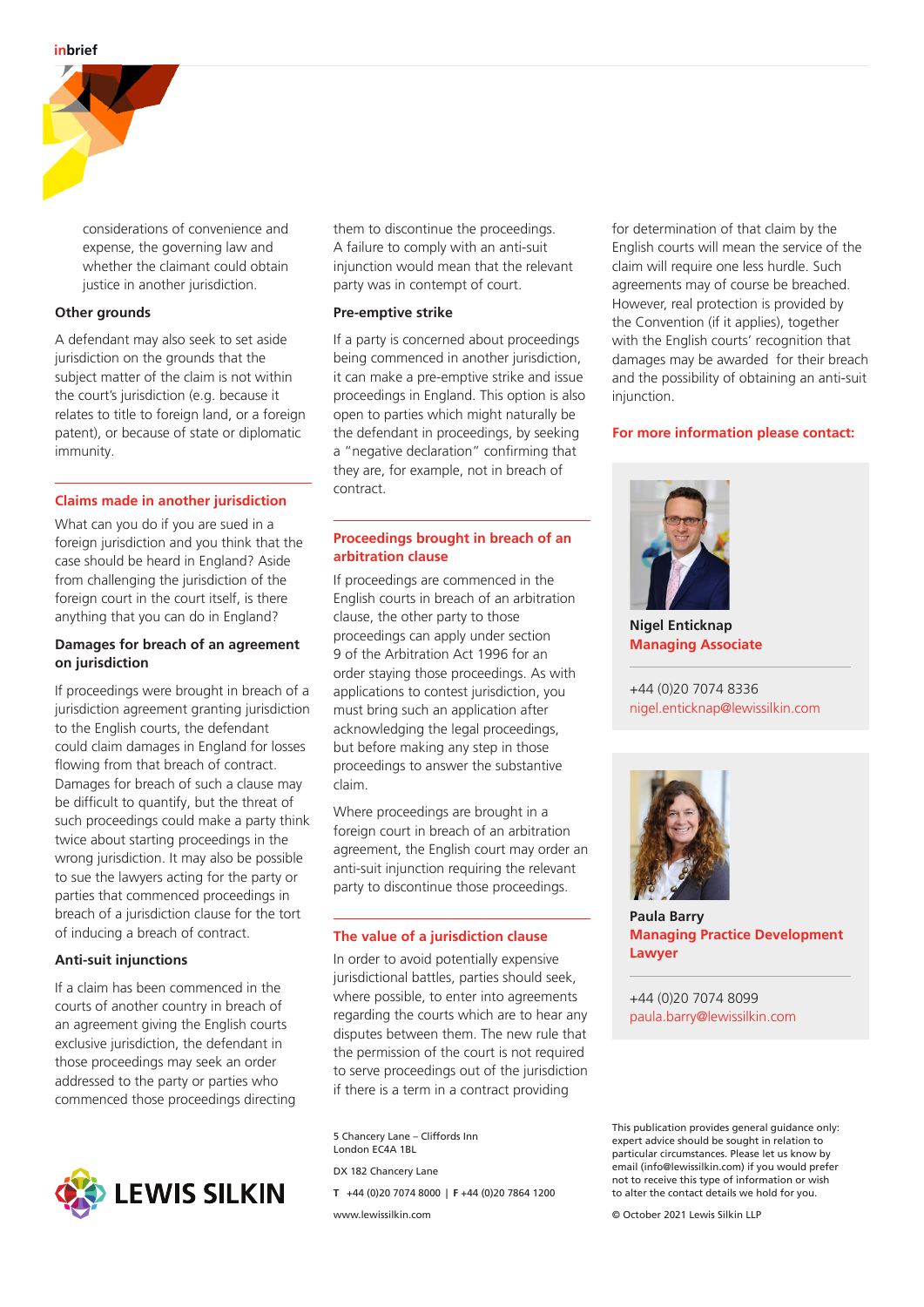considerations of convenience and expense, the governing law and whether the claimant could obtain justice in another jurisdiction.

### Other grounds

A defendant may also seek to set aside jurisdiction on the grounds that the subject matter of the claim is not within the court's jurisdiction (e.g. because it relates to title to foreign land, or a foreign patent), or because of state or diplomatic immunity.

## Claims made in another jurisdiction

What can you do if you are sued in a foreign jurisdiction and you think that the case should be heard in England? Aside from challenging the jurisdiction of the foreign court in the court itself, is there anything that you can do in England?

### Damages for breach of an agreement on jurisdiction

If proceedings were brought in breach of a jurisdiction agreement granting jurisdiction to the English courts, the defendant could claim damages in England for losses flowing from that breach of contract. Damages for breach of such a clause may be difficult to quantify, but the threat of such proceedings could make a party think twice about starting proceedings in the wrong jurisdiction. It may also be possible to sue the lawyers acting for the party or parties that commenced proceedings in breach of a jurisdiction clause for the tort of inducing a breach of contract.

### Anti-suit injunctions

If a claim has been commenced in the courts of another country in breach of an agreement giving the English courts exclusive jurisdiction, the defendant in those proceedings may seek an order addressed to the party or parties who commenced those proceedings directing them to discontinue the proceedings. A failure to comply with an anti-suit injunction would mean that the relevant party was in contempt of court.

### Pre-emptive strike

If a party is concerned about proceedings being commenced in another jurisdiction, it can make a pre-emptive strike and issue proceedings in England. This option is also open to parties which might naturally be the defendant in proceedings, by seeking a "negative declaration" confirming that they are, for example, not in breach of contract.

## Proceedings brought in breach of an arbitration clause

If proceedings are commenced in the English courts in breach of an arbitration clause, the other party to those proceedings can apply under section 9 of the Arbitration Act 1996 for an order staying those proceedings. As with applications to contest jurisdiction, you must bring such an application after acknowledging the legal proceedings, but before making any step in those proceedings to answer the substantive claim.

Where proceedings are brought in a foreign court in breach of an arbitration agreement, the English court may order an anti-suit injunction requiring the relevant party to discontinue those proceedings.

## The value of a jurisdiction clause

In order to avoid potentially expensive jurisdictional battles, parties should seek, where possible, to enter into agreements regarding the courts which are to hear any disputes between them. The new rule that the permission of the court is not required to serve proceedings out of the jurisdiction if there is a term in a contract providing for determination of that claim by the English courts will mean the service of the claim will require one less hurdle. Such agreements may of course be breached. However, real protection is provided by the Convention (if it applies), together with the English courts' recognition that damages may be awarded for their breach and the possibility of obtaining an anti-suit injunction.

**For more information please contact:**

**Nigel Enticknap**
**Managing Associate**

+44 (0)20 7074 8336
nigel.enticknap@lewissilkin.com

**Paula Barry**
**Managing Practice Development Lawyer**

+44 (0)20 7074 8099
paula.barry@lewissilkin.com

LEWIS SILKIN

5 Chancery Lane – Cliffords Inn
London EC4A 1BL

DX 182 Chancery Lane

**T** +44 (0)20 7074 8000 | **F** +44 (0)20 7864 1200

www.lewissilkin.com

This publication provides general guidance only: expert advice should be sought in relation to particular circumstances. Please let us know by email (info@lewissilkin.com) if you would prefer not to receive this type of information or wish to alter the contact details we hold for you.

© October 2021 Lewis Silkin LLP